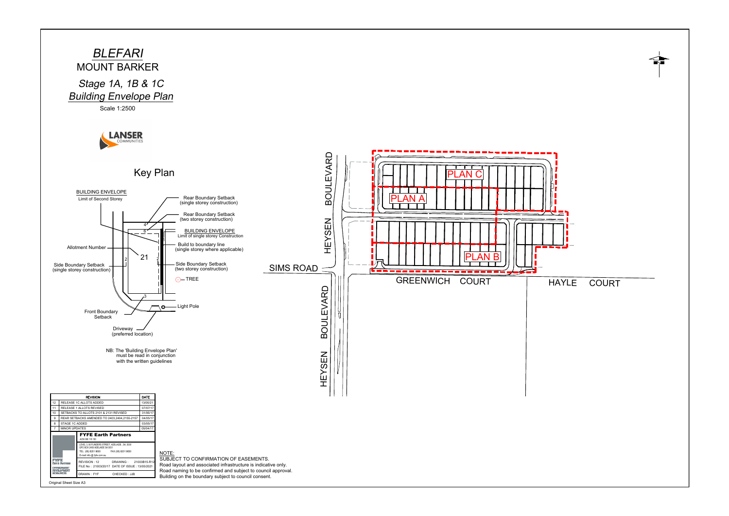# *BLEFARI*

## MOUNT BARKER

## *Stage 1A, 1B & 1C*
## *Building Envelope Plan*

Scale 1:2500

LANSER COMMUNITIES

### Key Plan

BUILDING ENVELOPE
Limit of Second Storey

Rear Boundary Setback (single storey construction)

Rear Boundary Setback (two storey construction)

BUILDING ENVELOPE
Limit of single storey Construction

Build to boundary line (single storey where applicable)

Allotment Number

Side Boundary Setback (single storey construction)

Side Boundary Setback (two storey construction)

TREE

Light Pole

Front Boundary Setback

Driveway (preferred location)

NB: The 'Building Envelope Plan' must be read in conjunction with the written guidelines

HEYSEN BOULEVARD

SIMS ROAD

GREENWICH COURT

HAYLE COURT

PLAN A

PLAN B

PLAN C

| | REVISION | DATE |
|---|---|---|
| 12 | RELEASE 1C ALLOTS ADDED | 13/05/21 |
| 11 | RELEASE 1 ALLOTS REVISED | 07/07/17 |
| 10 | SETBACKS TO ALLOTS 2101 & 2131 REVISED | 31/05/17 |
| 9 | REAR SETBACKS AMENDED TO 2403,2404,2155-2157 | 04/05/17 |
| 8 | STAGE 1C ADDED | 03/05/17 |
| 7 | MINOR UPDATES | 05/04/17 |

**FYFE Earth Partners**
ACN 008 116 130
LEVEL 3, 80 FLINDERS STREET, ADELAIDE, SA, 5000
GPO BOX 2450 ADELAIDE SA 5001
TEL (08) 8201 9600 FAX (08) 8201 9650
E-mail info@fyfe.com.au

REVISION : 12 DRAWING : 21003B15-R12
FILE No : 21003/20/17 DATE OF ISSUE : 13/05/2021
DRAWN : FYF CHECKED : JJB

NOTE:
SUBJECT TO CONFIRMATION OF EASEMENTS.
Road layout and associated infrastructure is indicative only.
Road naming to be confirmed and subject to council approval.
Building on the boundary subject to council consent.

Original Sheet Size A3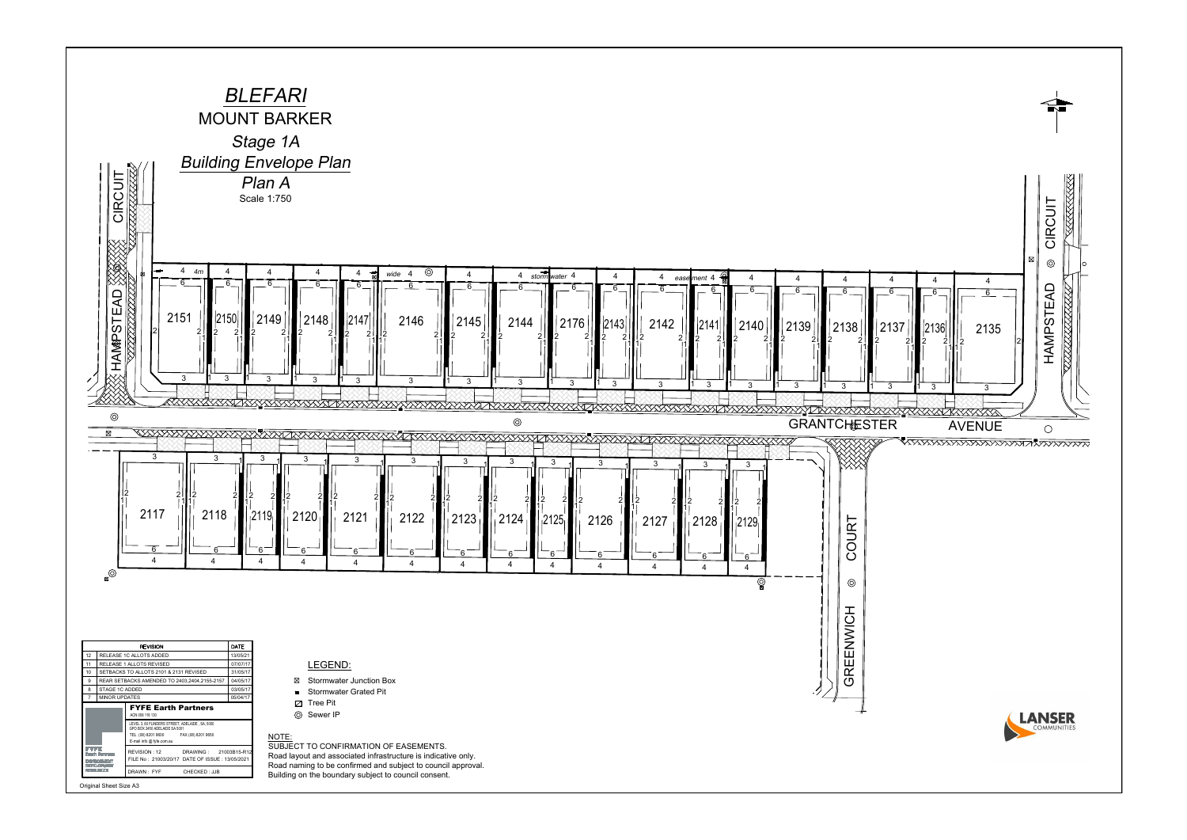# *BLEFARI*

## MOUNT BARKER

### *Stage 1A*

### *Building Envelope Plan*

*Plan A*

Scale 1:750

HAMPSTEAD CIRCUIT

GRANTCHESTER AVENUE

GREENWICH COURT

*4m wide stormwater easement*

2151 2150 2149 2148 2147 2146 2145 2144 2176 2143 2142 2141 2140 2139 2138 2137 2136 2135

2117 2118 2119 2120 2121 2122 2123 2124 2125 2126 2127 2128 2129

| | REVISION | DATE |
|---|---|---|
| 12 | RELEASE 1C ALLOTS ADDED | 13/05/21 |
| 11 | RELEASE 1 ALLOTS REVISED | 07/07/17 |
| 10 | SETBACKS TO ALLOTS 2101 & 2131 REVISED | 31/05/17 |
| 9 | REAR SETBACKS AMENDED TO 2403,2404,2155-2157 | 04/05/17 |
| 8 | STAGE 1C ADDED | 03/05/17 |
| 7 | MINOR UPDATES | 05/04/17 |

**FYFE Earth Partners**

ACN 008 116 130

LEVEL 3, 80 FLINDERS STREET, ADELAIDE, SA, 5000
GPO BOX 2450 ADELAIDE SA 5001
TEL (08) 8201 9600 FAX (08) 8201 9650
E-mail: info @ fyfe.com.au

REVISION : 12 DRAWING : 21003B15-R12
FILE No : 21003/20/17 DATE OF ISSUE : 13/05/2021
DRAWN : FYF CHECKED : JJB

LEGEND:

- Stormwater Junction Box
- Stormwater Grated Pit
- Tree Pit
- Sewer IP

NOTE:
SUBJECT TO CONFIRMATION OF EASEMENTS.
Road layout and associated infrastructure is indicative only.
Road naming to be confirmed and subject to council approval.
Building on the boundary subject to council consent.

LANSER COMMUNITIES

Original Sheet Size A3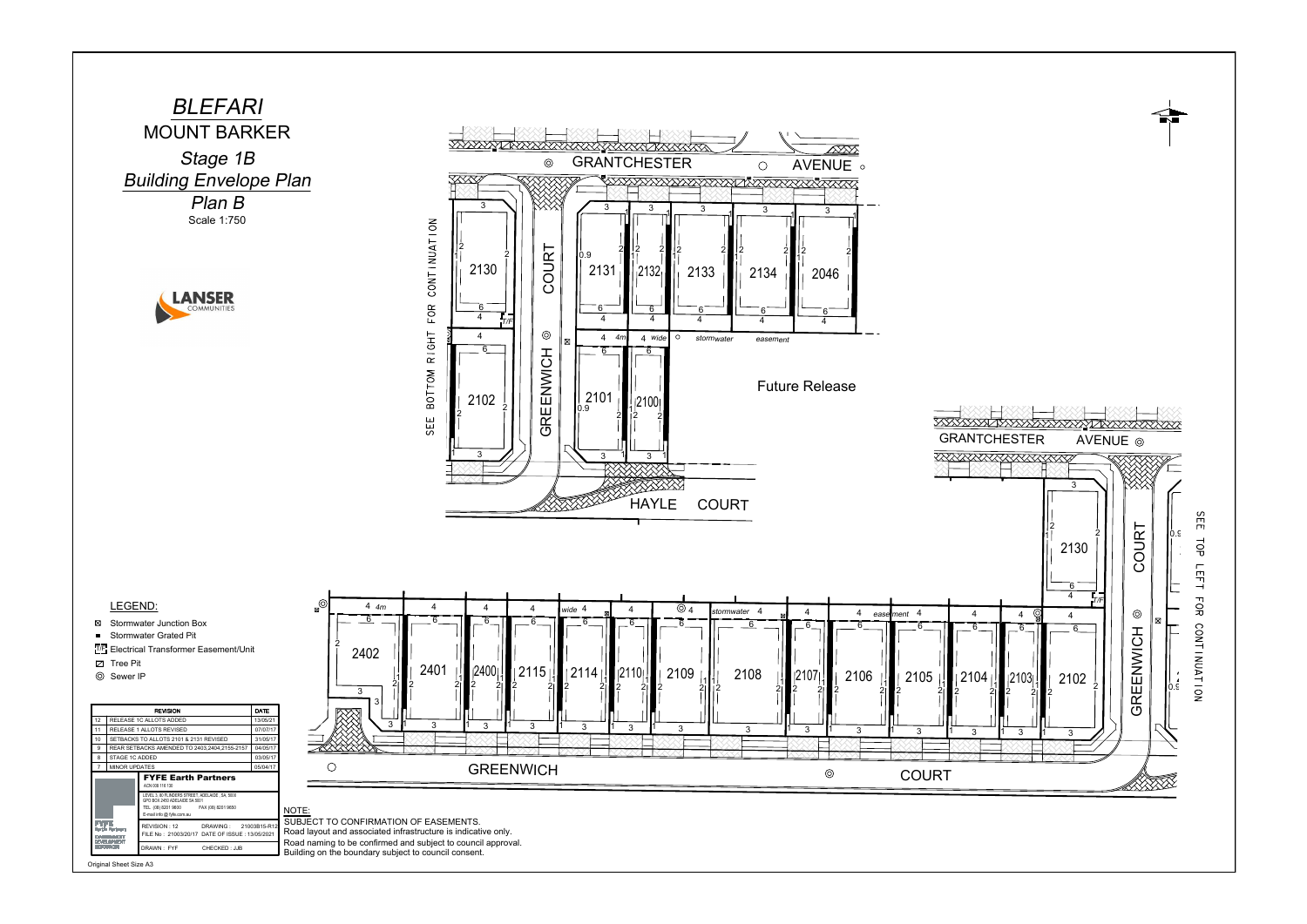# *BLEFARI*

## MOUNT BARKER

### *Stage 1B*

### *Building Envelope Plan*

### *Plan B*

Scale 1:750

LANSER COMMUNITIES

GRANTCHESTER AVENUE

GREENWICH COURT

HAYLE COURT

GREENWICH COURT

SEE BOTTOM RIGHT FOR CONTINUATION

SEE TOP LEFT FOR CONTINUATION

Future Release

4m wide stormwater easement

2130, 2131, 2132, 2133, 2134, 2046, 2102, 2101, 2100

2402, 2401, 2400, 2115, 2114, 2110, 2109, 2108, 2107, 2106, 2105, 2104, 2103, 2102, 2130

LEGEND:

- Stormwater Junction Box
- Stormwater Grated Pit
- T/P Electrical Transformer Easement/Unit
- Tree Pit
- Sewer IP

| | REVISION | DATE |
|---|---|---|
| 12 | RELEASE 1C ALLOTS ADDED | 13/05/21 |
| 11 | RELEASE 1 ALLOTS REVISED | 07/07/17 |
| 10 | SETBACKS TO ALLOTS 2101 & 2131 REVISED | 31/05/17 |
| 9 | REAR SETBACKS AMENDED TO 2403,2404,2155-2157 | 04/05/17 |
| 8 | STAGE 1C ADDED | 03/05/17 |
| 7 | MINOR UPDATES | 05/04/17 |

**FYFE Earth Partners**

ACN 008 116 130

LEVEL 3, 80 FLINDERS STREET, ADELAIDE, SA, 5000
GPO BOX 2450 ADELAIDE SA 5001
TEL (08) 8201 9600 FAX (08) 8201 9650
E-mail info @ fyfe.com.au

REVISION : 12 DRAWING : 21003B15-R12
FILE No : 21003/20/17 DATE OF ISSUE : 13/05/2021
DRAWN : FYF CHECKED : JJB

NOTE:
SUBJECT TO CONFIRMATION OF EASEMENTS.
Road layout and associated infrastructure is indicative only.
Road naming to be confirmed and subject to council approval.
Building on the boundary subject to council consent.

Original Sheet Size A3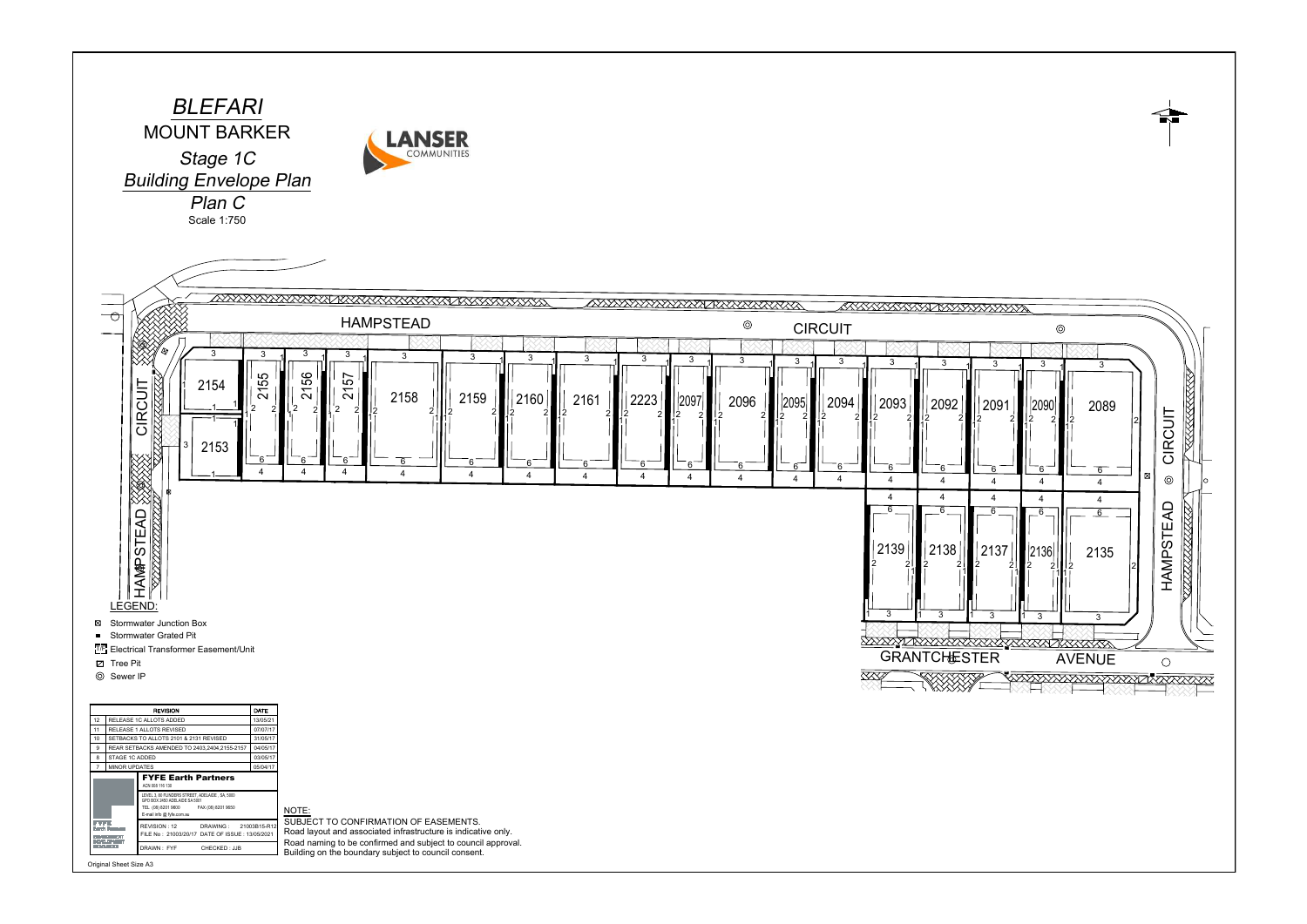# *BLEFARI*

## MOUNT BARKER

### *Stage 1C*

### *Building Envelope Plan*

### *Plan C*

Scale 1:750

LANSER COMMUNITIES

HAMPSTEAD CIRCUIT

GRANTCHESTER AVENUE

LEGEND:

- Stormwater Junction Box
- Stormwater Grated Pit
- Electrical Transformer Easement/Unit
- Tree Pit
- Sewer IP

| | REVISION | DATE |
|---|---|---|
| 12 | RELEASE 1C ALLOTS ADDED | 13/05/21 |
| 11 | RELEASE 1 ALLOTS REVISED | 07/07/17 |
| 10 | SETBACKS TO ALLOTS 2101 & 2131 REVISED | 31/05/17 |
| 9 | REAR SETBACKS AMENDED TO 2403,2404,2155-2157 | 04/05/17 |
| 8 | STAGE 1C ADDED | 03/05/17 |
| 7 | MINOR UPDATES | 05/04/17 |

**FYFE Earth Partners**

ACN 008 116 130

LEVEL 3, 80 FLINDERS STREET, ADELAIDE, SA 5000
GPO BOX 2450 ADELAIDE SA 5001
TEL. (08) 8201 9600 FAX (08) 8201 9650
E-mail info @ fyfe.com.au

REVISION : 12 DRAWING : 21003B15-R12
FILE No : 21003/20/17 DATE OF ISSUE : 13/05/2021
DRAWN : FYF CHECKED : JJB

NOTE:
SUBJECT TO CONFIRMATION OF EASEMENTS.
Road layout and associated infrastructure is indicative only.
Road naming to be confirmed and subject to council approval.
Building on the boundary subject to council consent.

Original Sheet Size A3